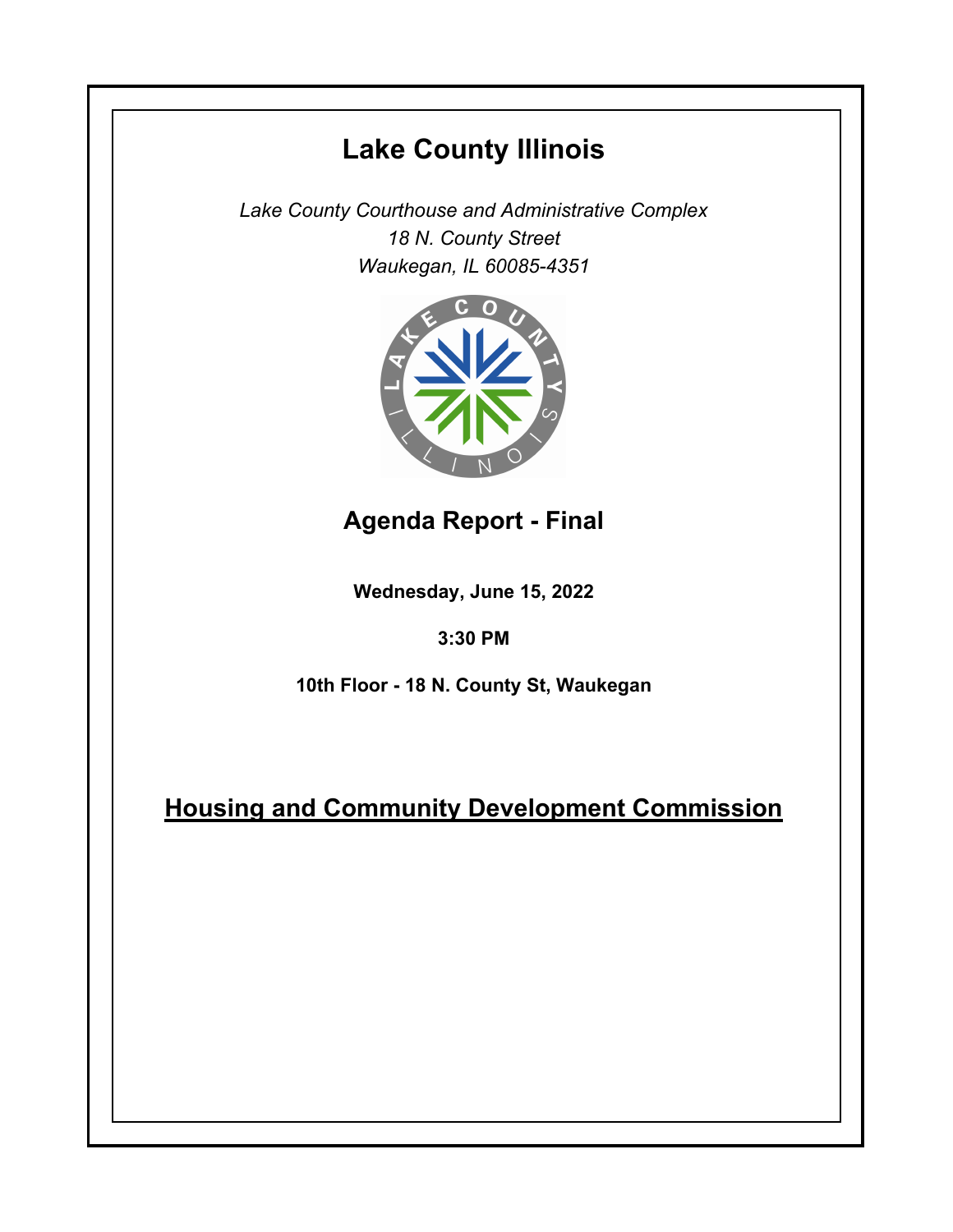# Lake County Illinois

*Lake County Courthouse and Administrative Complex*
*18 N. County Street*
*Waukegan, IL 60085-4351*

## Agenda Report - Final

**Wednesday, June 15, 2022**

**3:30 PM**

**10th Floor - 18 N. County St, Waukegan**

## Housing and Community Development Commission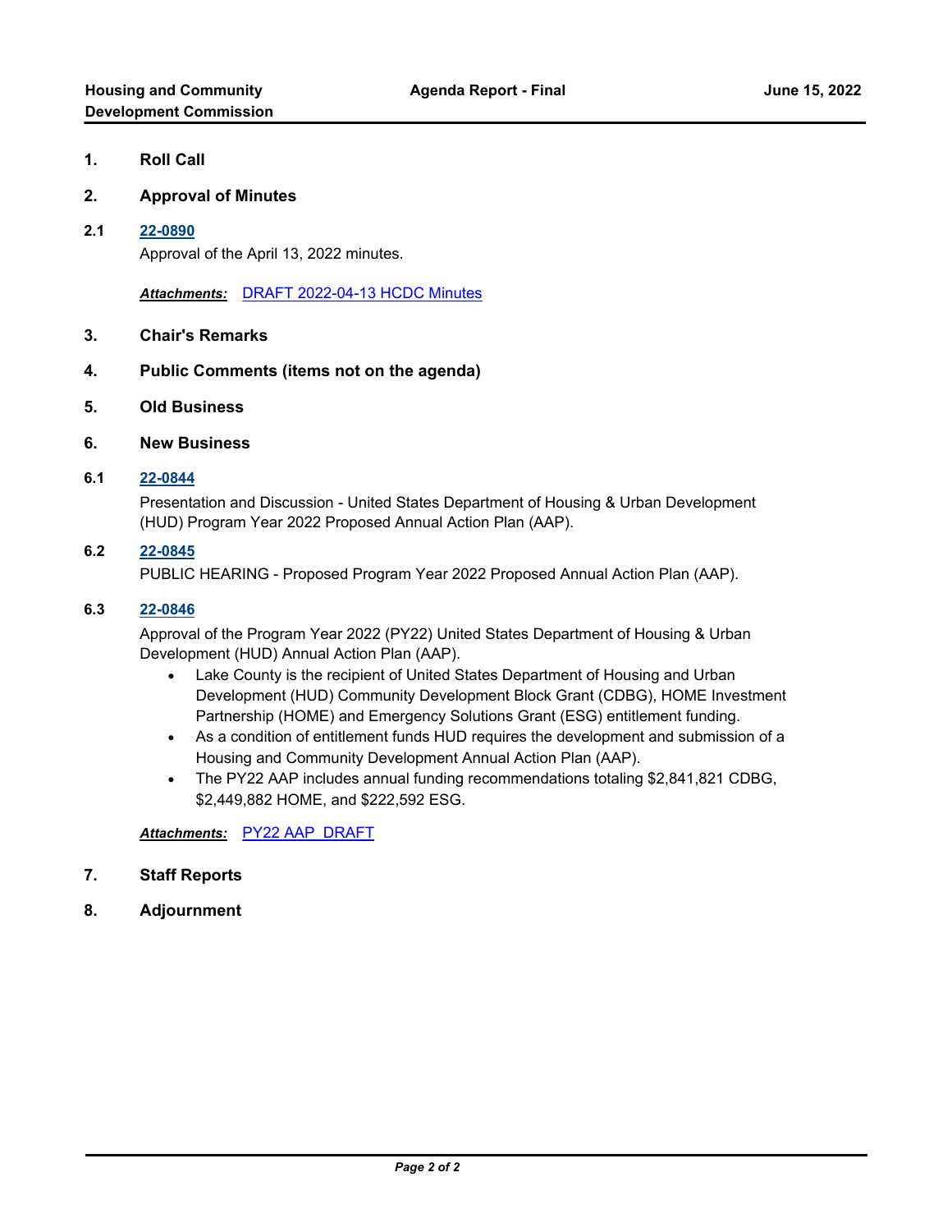**1. Roll Call**

**2. Approval of Minutes**

**2.1 22-0890**

Approval of the April 13, 2022 minutes.

***Attachments:*** DRAFT 2022-04-13 HCDC Minutes

**3. Chair's Remarks**

**4. Public Comments (items not on the agenda)**

**5. Old Business**

**6. New Business**

**6.1 22-0844**

Presentation and Discussion - United States Department of Housing & Urban Development (HUD) Program Year 2022 Proposed Annual Action Plan (AAP).

**6.2 22-0845**

PUBLIC HEARING - Proposed Program Year 2022 Proposed Annual Action Plan (AAP).

**6.3 22-0846**

Approval of the Program Year 2022 (PY22) United States Department of Housing & Urban Development (HUD) Annual Action Plan (AAP).

- Lake County is the recipient of United States Department of Housing and Urban Development (HUD) Community Development Block Grant (CDBG), HOME Investment Partnership (HOME) and Emergency Solutions Grant (ESG) entitlement funding.
- As a condition of entitlement funds HUD requires the development and submission of a Housing and Community Development Annual Action Plan (AAP).
- The PY22 AAP includes annual funding recommendations totaling $2,841,821 CDBG, $2,449,882 HOME, and $222,592 ESG.

***Attachments:*** PY22 AAP DRAFT

**7. Staff Reports**

**8. Adjournment**